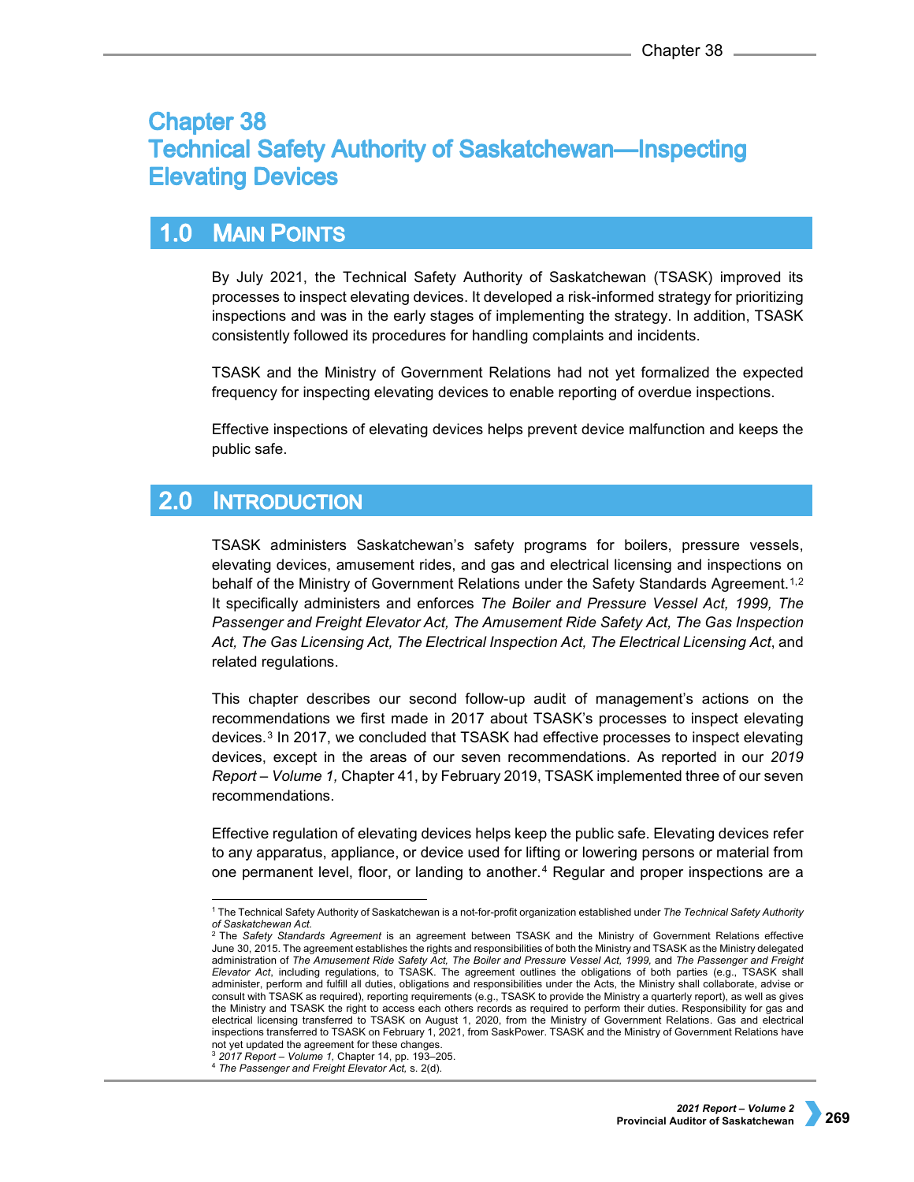# Chapter 38
# Technical Safety Authority of Saskatchewan—Inspecting Elevating Devices

## 1.0 Main Points

By July 2021, the Technical Safety Authority of Saskatchewan (TSASK) improved its processes to inspect elevating devices. It developed a risk-informed strategy for prioritizing inspections and was in the early stages of implementing the strategy. In addition, TSASK consistently followed its procedures for handling complaints and incidents.

TSASK and the Ministry of Government Relations had not yet formalized the expected frequency for inspecting elevating devices to enable reporting of overdue inspections.

Effective inspections of elevating devices helps prevent device malfunction and keeps the public safe.

## 2.0 Introduction

TSASK administers Saskatchewan's safety programs for boilers, pressure vessels, elevating devices, amusement rides, and gas and electrical licensing and inspections on behalf of the Ministry of Government Relations under the Safety Standards Agreement.[1,2] It specifically administers and enforces *The Boiler and Pressure Vessel Act, 1999, The Passenger and Freight Elevator Act, The Amusement Ride Safety Act, The Gas Inspection Act, The Gas Licensing Act, The Electrical Inspection Act, The Electrical Licensing Act*, and related regulations.

This chapter describes our second follow-up audit of management's actions on the recommendations we first made in 2017 about TSASK's processes to inspect elevating devices.[3] In 2017, we concluded that TSASK had effective processes to inspect elevating devices, except in the areas of our seven recommendations. As reported in our *2019 Report – Volume 1,* Chapter 41, by February 2019, TSASK implemented three of our seven recommendations.

Effective regulation of elevating devices helps keep the public safe. Elevating devices refer to any apparatus, appliance, or device used for lifting or lowering persons or material from one permanent level, floor, or landing to another.[4] Regular and proper inspections are a

---

[1] The Technical Safety Authority of Saskatchewan is a not-for-profit organization established under *The Technical Safety Authority of Saskatchewan Act.*

[2] The *Safety Standards Agreement* is an agreement between TSASK and the Ministry of Government Relations effective June 30, 2015. The agreement establishes the rights and responsibilities of both the Ministry and TSASK as the Ministry delegated administration of *The Amusement Ride Safety Act, The Boiler and Pressure Vessel Act, 1999,* and *The Passenger and Freight Elevator Act*, including regulations, to TSASK. The agreement outlines the obligations of both parties (e.g., TSASK shall administer, perform and fulfill all duties, obligations and responsibilities under the Acts, the Ministry shall collaborate, advise or consult with TSASK as required), reporting requirements (e.g., TSASK to provide the Ministry a quarterly report), as well as gives the Ministry and TSASK the right to access each others records as required to perform their duties. Responsibility for gas and electrical licensing transferred to TSASK on August 1, 2020, from the Ministry of Government Relations. Gas and electrical inspections transferred to TSASK on February 1, 2021, from SaskPower. TSASK and the Ministry of Government Relations have not yet updated the agreement for these changes.

[3] *2017 Report – Volume 1,* Chapter 14, pp. 193–205.

[4] *The Passenger and Freight Elevator Act,* s. 2(d).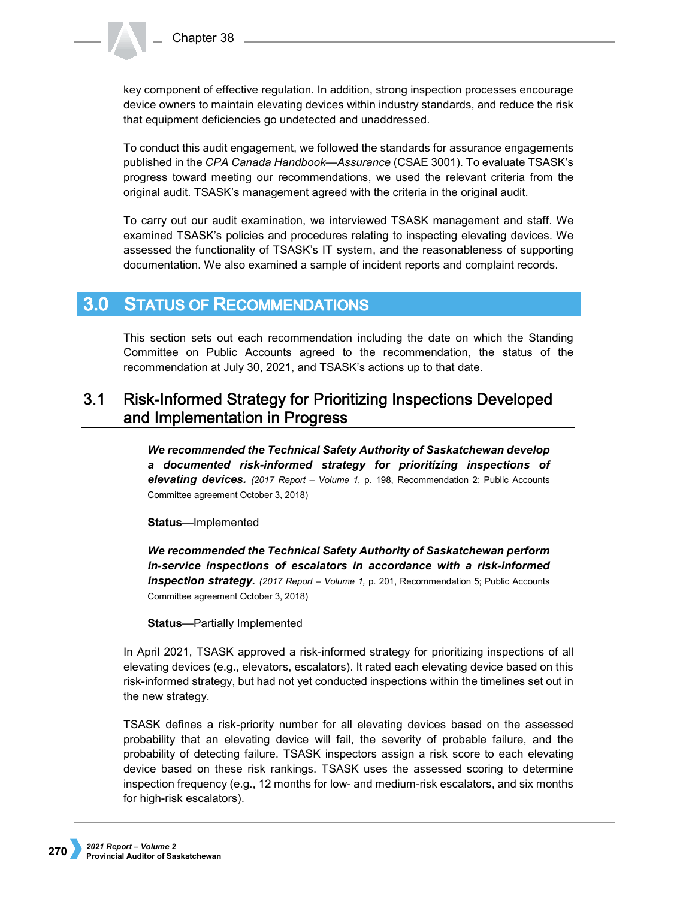key component of effective regulation. In addition, strong inspection processes encourage device owners to maintain elevating devices within industry standards, and reduce the risk that equipment deficiencies go undetected and unaddressed.

To conduct this audit engagement, we followed the standards for assurance engagements published in the *CPA Canada Handbook—Assurance* (CSAE 3001). To evaluate TSASK's progress toward meeting our recommendations, we used the relevant criteria from the original audit. TSASK's management agreed with the criteria in the original audit.

To carry out our audit examination, we interviewed TSASK management and staff. We examined TSASK's policies and procedures relating to inspecting elevating devices. We assessed the functionality of TSASK's IT system, and the reasonableness of supporting documentation. We also examined a sample of incident reports and complaint records.

# 3.0 Status of Recommendations

This section sets out each recommendation including the date on which the Standing Committee on Public Accounts agreed to the recommendation, the status of the recommendation at July 30, 2021, and TSASK's actions up to that date.

## 3.1 Risk-Informed Strategy for Prioritizing Inspections Developed and Implementation in Progress

***We recommended the Technical Safety Authority of Saskatchewan develop a documented risk-informed strategy for prioritizing inspections of elevating devices.*** *(2017 Report – Volume 1,* p. 198, Recommendation 2; Public Accounts Committee agreement October 3, 2018)

**Status**—Implemented

***We recommended the Technical Safety Authority of Saskatchewan perform in-service inspections of escalators in accordance with a risk-informed inspection strategy.*** *(2017 Report – Volume 1,* p. 201, Recommendation 5; Public Accounts Committee agreement October 3, 2018)

**Status**—Partially Implemented

In April 2021, TSASK approved a risk-informed strategy for prioritizing inspections of all elevating devices (e.g., elevators, escalators). It rated each elevating device based on this risk-informed strategy, but had not yet conducted inspections within the timelines set out in the new strategy.

TSASK defines a risk-priority number for all elevating devices based on the assessed probability that an elevating device will fail, the severity of probable failure, and the probability of detecting failure. TSASK inspectors assign a risk score to each elevating device based on these risk rankings. TSASK uses the assessed scoring to determine inspection frequency (e.g., 12 months for low- and medium-risk escalators, and six months for high-risk escalators).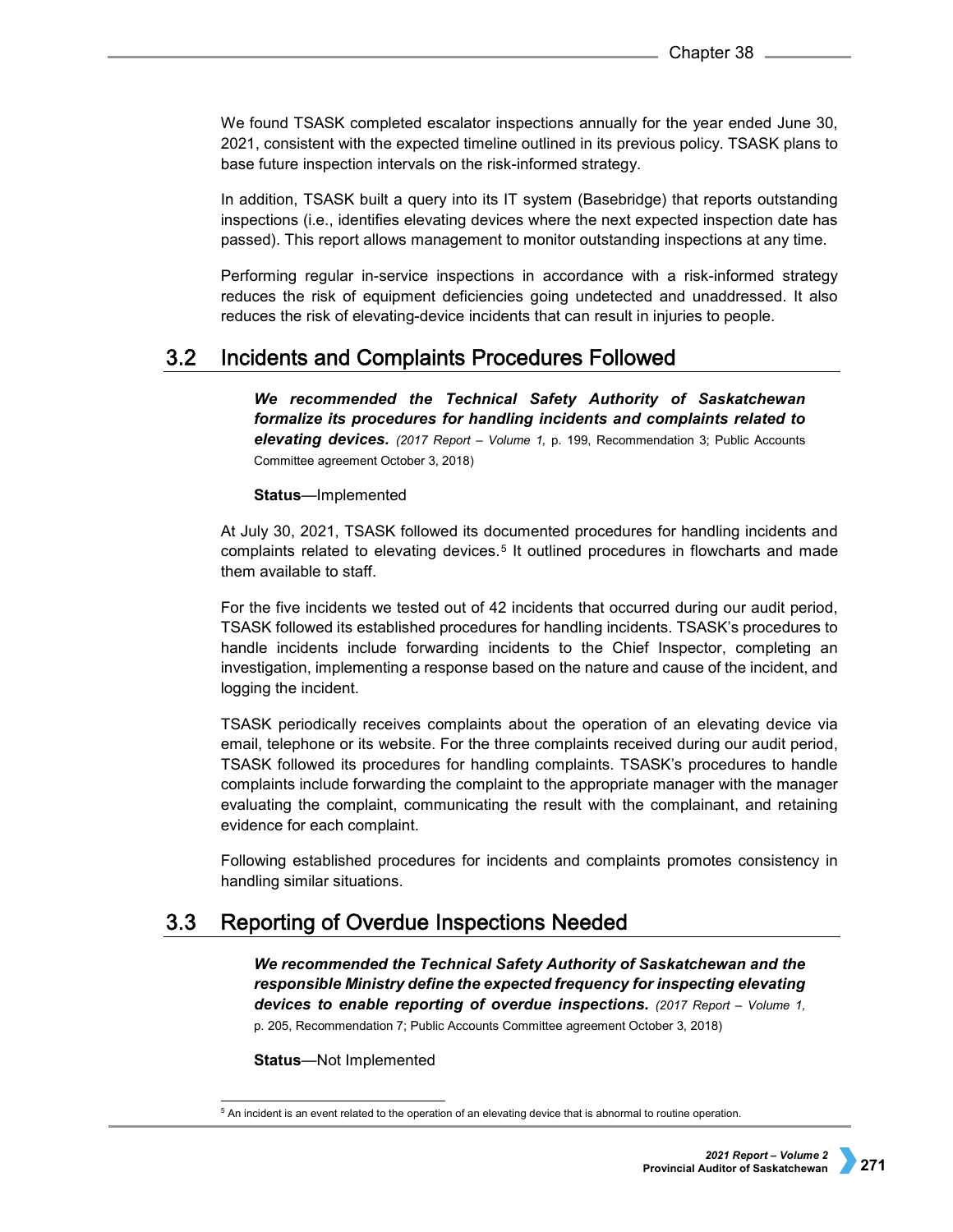We found TSASK completed escalator inspections annually for the year ended June 30, 2021, consistent with the expected timeline outlined in its previous policy. TSASK plans to base future inspection intervals on the risk-informed strategy.

In addition, TSASK built a query into its IT system (Basebridge) that reports outstanding inspections (i.e., identifies elevating devices where the next expected inspection date has passed). This report allows management to monitor outstanding inspections at any time.

Performing regular in-service inspections in accordance with a risk-informed strategy reduces the risk of equipment deficiencies going undetected and unaddressed. It also reduces the risk of elevating-device incidents that can result in injuries to people.

## 3.2 Incidents and Complaints Procedures Followed

***We recommended the Technical Safety Authority of Saskatchewan formalize its procedures for handling incidents and complaints related to elevating devices.*** *(2017 Report – Volume 1,* p. 199, Recommendation 3; Public Accounts Committee agreement October 3, 2018)

**Status**—Implemented

At July 30, 2021, TSASK followed its documented procedures for handling incidents and complaints related to elevating devices.[5] It outlined procedures in flowcharts and made them available to staff.

For the five incidents we tested out of 42 incidents that occurred during our audit period, TSASK followed its established procedures for handling incidents. TSASK's procedures to handle incidents include forwarding incidents to the Chief Inspector, completing an investigation, implementing a response based on the nature and cause of the incident, and logging the incident.

TSASK periodically receives complaints about the operation of an elevating device via email, telephone or its website. For the three complaints received during our audit period, TSASK followed its procedures for handling complaints. TSASK's procedures to handle complaints include forwarding the complaint to the appropriate manager with the manager evaluating the complaint, communicating the result with the complainant, and retaining evidence for each complaint.

Following established procedures for incidents and complaints promotes consistency in handling similar situations.

## 3.3 Reporting of Overdue Inspections Needed

***We recommended the Technical Safety Authority of Saskatchewan and the responsible Ministry define the expected frequency for inspecting elevating devices to enable reporting of overdue inspections.*** *(2017 Report – Volume 1,* p. 205, Recommendation 7; Public Accounts Committee agreement October 3, 2018)

**Status**—Not Implemented

[5] An incident is an event related to the operation of an elevating device that is abnormal to routine operation.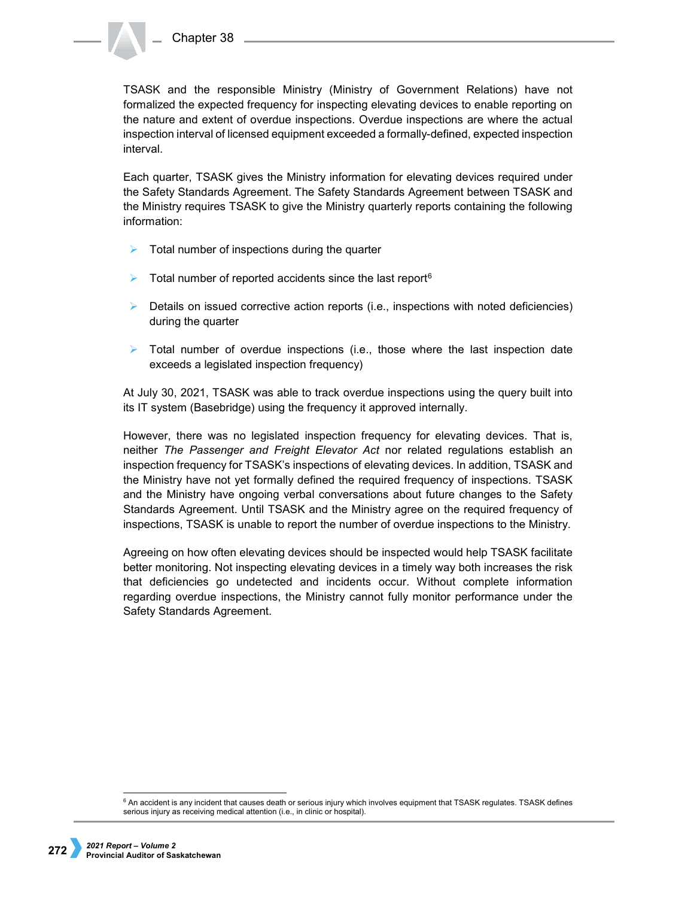TSASK and the responsible Ministry (Ministry of Government Relations) have not formalized the expected frequency for inspecting elevating devices to enable reporting on the nature and extent of overdue inspections. Overdue inspections are where the actual inspection interval of licensed equipment exceeded a formally-defined, expected inspection interval.

Each quarter, TSASK gives the Ministry information for elevating devices required under the Safety Standards Agreement. The Safety Standards Agreement between TSASK and the Ministry requires TSASK to give the Ministry quarterly reports containing the following information:

- Total number of inspections during the quarter
- Total number of reported accidents since the last report[6]
- Details on issued corrective action reports (i.e., inspections with noted deficiencies) during the quarter
- Total number of overdue inspections (i.e., those where the last inspection date exceeds a legislated inspection frequency)

At July 30, 2021, TSASK was able to track overdue inspections using the query built into its IT system (Basebridge) using the frequency it approved internally.

However, there was no legislated inspection frequency for elevating devices. That is, neither *The Passenger and Freight Elevator Act* nor related regulations establish an inspection frequency for TSASK's inspections of elevating devices. In addition, TSASK and the Ministry have not yet formally defined the required frequency of inspections. TSASK and the Ministry have ongoing verbal conversations about future changes to the Safety Standards Agreement. Until TSASK and the Ministry agree on the required frequency of inspections, TSASK is unable to report the number of overdue inspections to the Ministry.

Agreeing on how often elevating devices should be inspected would help TSASK facilitate better monitoring. Not inspecting elevating devices in a timely way both increases the risk that deficiencies go undetected and incidents occur. Without complete information regarding overdue inspections, the Ministry cannot fully monitor performance under the Safety Standards Agreement.

[6] An accident is any incident that causes death or serious injury which involves equipment that TSASK regulates. TSASK defines serious injury as receiving medical attention (i.e., in clinic or hospital).